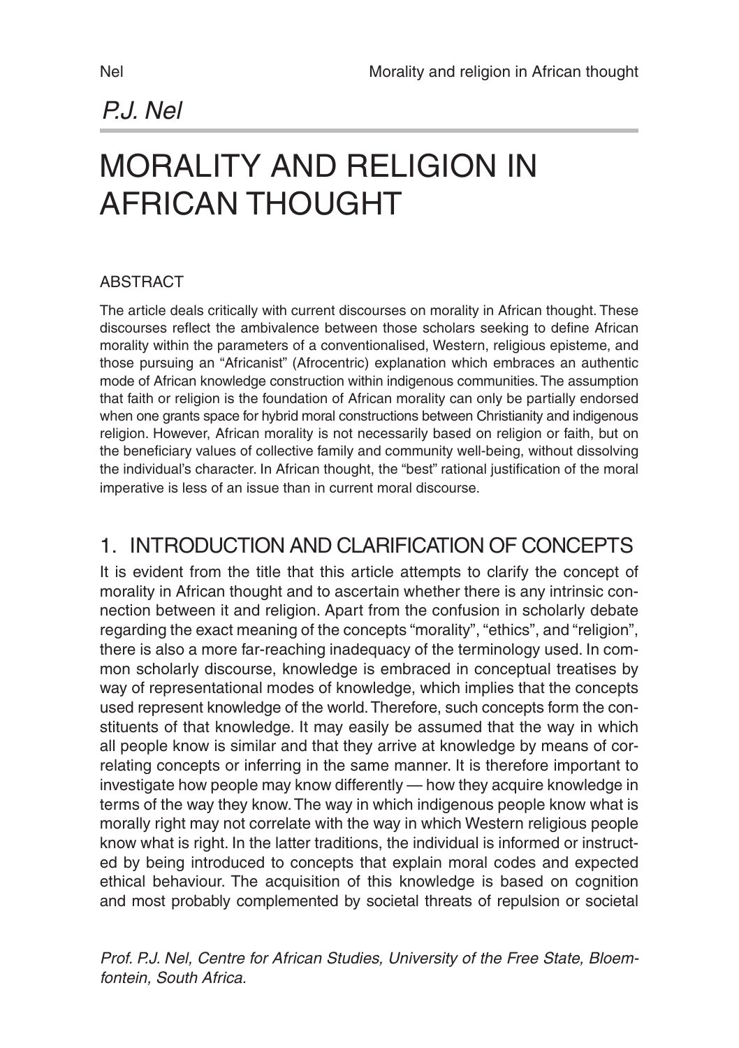*P.J. Nel*

# MORALITY AND RELIGION IN AFRICAN THOUGHT

## ABSTRACT

The article deals critically with current discourses on morality in African thought. These discourses reflect the ambivalence between those scholars seeking to define African morality within the parameters of a conventionalised, Western, religious episteme, and those pursuing an "Africanist" (Afrocentric) explanation which embraces an authentic mode of African knowledge construction within indigenous communities. The assumption that faith or religion is the foundation of African morality can only be partially endorsed when one grants space for hybrid moral constructions between Christianity and indigenous religion. However, African morality is not necessarily based on religion or faith, but on the beneficiary values of collective family and community well-being, without dissolving the individual's character. In African thought, the "best" rational justification of the moral imperative is less of an issue than in current moral discourse.

## 1. INTRODUCTION AND CLARIFICATION OF CONCEPTS

It is evident from the title that this article attempts to clarify the concept of morality in African thought and to ascertain whether there is any intrinsic connection between it and religion. Apart from the confusion in scholarly debate regarding the exact meaning of the concepts "morality", "ethics", and "religion", there is also a more far-reaching inadequacy of the terminology used. In common scholarly discourse, knowledge is embraced in conceptual treatises by way of representational modes of knowledge, which implies that the concepts used represent knowledge of the world. Therefore, such concepts form the constituents of that knowledge. It may easily be assumed that the way in which all people know is similar and that they arrive at knowledge by means of correlating concepts or inferring in the same manner. It is therefore important to investigate how people may know differently — how they acquire knowledge in terms of the way they know. The way in which indigenous people know what is morally right may not correlate with the way in which Western religious people know what is right. In the latter traditions, the individual is informed or instructed by being introduced to concepts that explain moral codes and expected ethical behaviour. The acquisition of this knowledge is based on cognition and most probably complemented by societal threats of repulsion or societal

*Prof. P.J. Nel, Centre for African Studies, University of the Free State, Bloemfontein, South Africa.*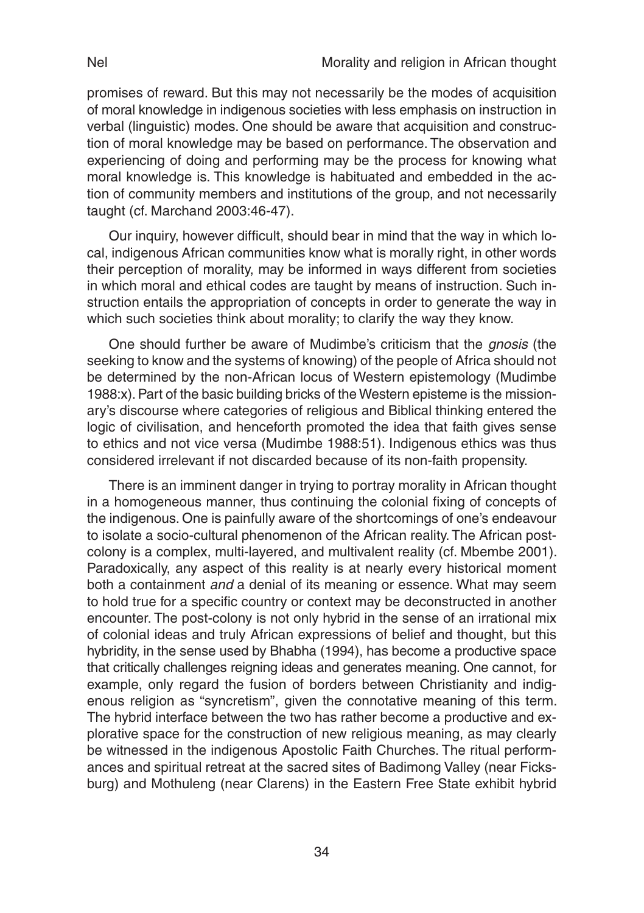promises of reward. But this may not necessarily be the modes of acquisition of moral knowledge in indigenous societies with less emphasis on instruction in verbal (linguistic) modes. One should be aware that acquisition and construction of moral knowledge may be based on performance. The observation and experiencing of doing and performing may be the process for knowing what moral knowledge is. This knowledge is habituated and embedded in the action of community members and institutions of the group, and not necessarily taught (cf. Marchand 2003:46-47).

Our inquiry, however difficult, should bear in mind that the way in which local, indigenous African communities know what is morally right, in other words their perception of morality, may be informed in ways different from societies in which moral and ethical codes are taught by means of instruction. Such instruction entails the appropriation of concepts in order to generate the way in which such societies think about morality; to clarify the way they know.

One should further be aware of Mudimbe's criticism that the *gnosis* (the seeking to know and the systems of knowing) of the people of Africa should not be determined by the non-African locus of Western epistemology (Mudimbe 1988:x). Part of the basic building bricks of the Western episteme is the missionary's discourse where categories of religious and Biblical thinking entered the logic of civilisation, and henceforth promoted the idea that faith gives sense to ethics and not vice versa (Mudimbe 1988:51). Indigenous ethics was thus considered irrelevant if not discarded because of its non-faith propensity.

There is an imminent danger in trying to portray morality in African thought in a homogeneous manner, thus continuing the colonial fixing of concepts of the indigenous. One is painfully aware of the shortcomings of one's endeavour to isolate a socio-cultural phenomenon of the African reality. The African post-colony is a complex, multi-layered, and multivalent reality (cf. Mbembe 2001). Paradoxically, any aspect of this reality is at nearly every historical moment both a containment *and* a denial of its meaning or essence. What may seem to hold true for a specific country or context may be deconstructed in another encounter. The post-colony is not only hybrid in the sense of an irrational mix of colonial ideas and truly African expressions of belief and thought, but this hybridity, in the sense used by Bhabha (1994), has become a productive space that critically challenges reigning ideas and generates meaning. One cannot, for example, only regard the fusion of borders between Christianity and indigenous religion as "syncretism", given the connotative meaning of this term. The hybrid interface between the two has rather become a productive and explorative space for the construction of new religious meaning, as may clearly be witnessed in the indigenous Apostolic Faith Churches. The ritual performances and spiritual retreat at the sacred sites of Badimong Valley (near Ficksburg) and Mothuleng (near Clarens) in the Eastern Free State exhibit hybrid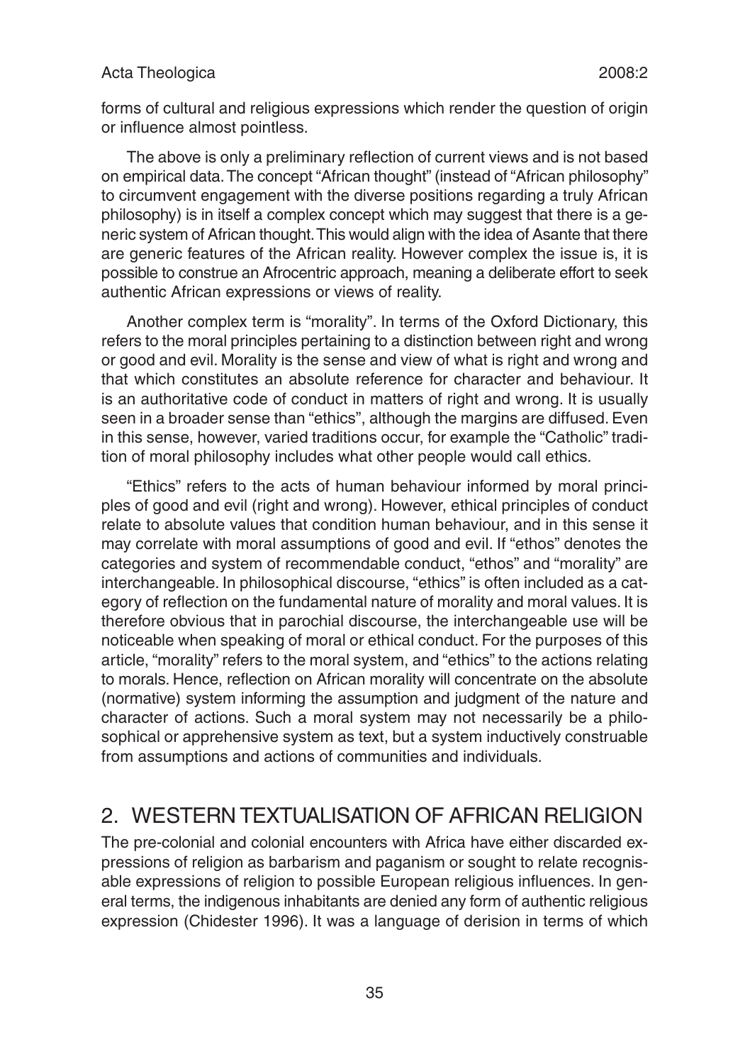forms of cultural and religious expressions which render the question of origin or influence almost pointless.

The above is only a preliminary reflection of current views and is not based on empirical data. The concept "African thought" (instead of "African philosophy" to circumvent engagement with the diverse positions regarding a truly African philosophy) is in itself a complex concept which may suggest that there is a generic system of African thought. This would align with the idea of Asante that there are generic features of the African reality. However complex the issue is, it is possible to construe an Afrocentric approach, meaning a deliberate effort to seek authentic African expressions or views of reality.

Another complex term is "morality". In terms of the Oxford Dictionary, this refers to the moral principles pertaining to a distinction between right and wrong or good and evil. Morality is the sense and view of what is right and wrong and that which constitutes an absolute reference for character and behaviour. It is an authoritative code of conduct in matters of right and wrong. It is usually seen in a broader sense than "ethics", although the margins are diffused. Even in this sense, however, varied traditions occur, for example the "Catholic" tradition of moral philosophy includes what other people would call ethics.

"Ethics" refers to the acts of human behaviour informed by moral principles of good and evil (right and wrong). However, ethical principles of conduct relate to absolute values that condition human behaviour, and in this sense it may correlate with moral assumptions of good and evil. If "ethos" denotes the categories and system of recommendable conduct, "ethos" and "morality" are interchangeable. In philosophical discourse, "ethics" is often included as a category of reflection on the fundamental nature of morality and moral values. It is therefore obvious that in parochial discourse, the interchangeable use will be noticeable when speaking of moral or ethical conduct. For the purposes of this article, "morality" refers to the moral system, and "ethics" to the actions relating to morals. Hence, reflection on African morality will concentrate on the absolute (normative) system informing the assumption and judgment of the nature and character of actions. Such a moral system may not necessarily be a philosophical or apprehensive system as text, but a system inductively construable from assumptions and actions of communities and individuals.

## 2. WESTERN TEXTUALISATION OF AFRICAN RELIGION

The pre-colonial and colonial encounters with Africa have either discarded expressions of religion as barbarism and paganism or sought to relate recognisable expressions of religion to possible European religious influences. In general terms, the indigenous inhabitants are denied any form of authentic religious expression (Chidester 1996). It was a language of derision in terms of which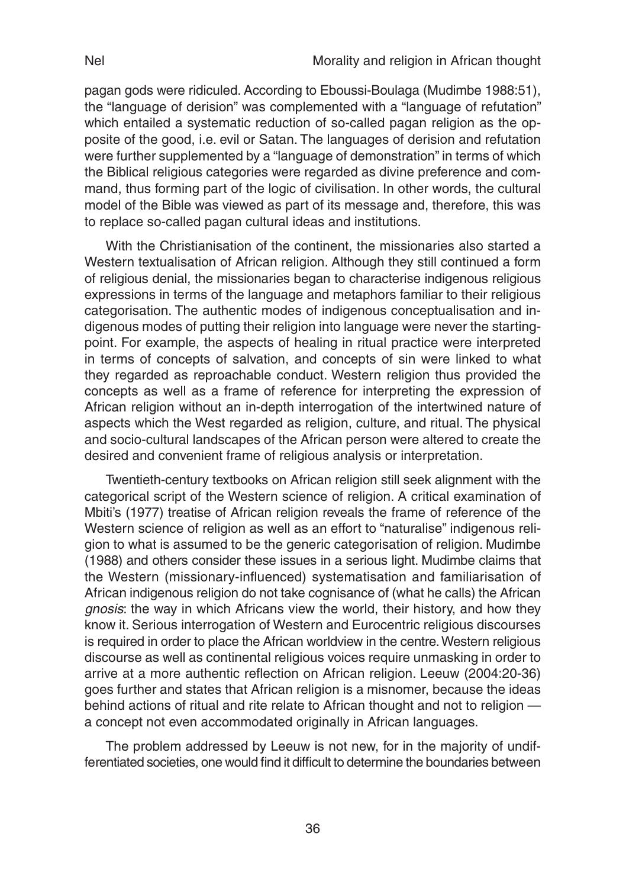pagan gods were ridiculed. According to Eboussi-Boulaga (Mudimbe 1988:51), the "language of derision" was complemented with a "language of refutation" which entailed a systematic reduction of so-called pagan religion as the opposite of the good, i.e. evil or Satan. The languages of derision and refutation were further supplemented by a "language of demonstration" in terms of which the Biblical religious categories were regarded as divine preference and command, thus forming part of the logic of civilisation. In other words, the cultural model of the Bible was viewed as part of its message and, therefore, this was to replace so-called pagan cultural ideas and institutions.

With the Christianisation of the continent, the missionaries also started a Western textualisation of African religion. Although they still continued a form of religious denial, the missionaries began to characterise indigenous religious expressions in terms of the language and metaphors familiar to their religious categorisation. The authentic modes of indigenous conceptualisation and indigenous modes of putting their religion into language were never the starting-point. For example, the aspects of healing in ritual practice were interpreted in terms of concepts of salvation, and concepts of sin were linked to what they regarded as reproachable conduct. Western religion thus provided the concepts as well as a frame of reference for interpreting the expression of African religion without an in-depth interrogation of the intertwined nature of aspects which the West regarded as religion, culture, and ritual. The physical and socio-cultural landscapes of the African person were altered to create the desired and convenient frame of religious analysis or interpretation.

Twentieth-century textbooks on African religion still seek alignment with the categorical script of the Western science of religion. A critical examination of Mbiti's (1977) treatise of African religion reveals the frame of reference of the Western science of religion as well as an effort to "naturalise" indigenous religion to what is assumed to be the generic categorisation of religion. Mudimbe (1988) and others consider these issues in a serious light. Mudimbe claims that the Western (missionary-influenced) systematisation and familiarisation of African indigenous religion do not take cognisance of (what he calls) the African *gnosis*: the way in which Africans view the world, their history, and how they know it. Serious interrogation of Western and Eurocentric religious discourses is required in order to place the African worldview in the centre. Western religious discourse as well as continental religious voices require unmasking in order to arrive at a more authentic reflection on African religion. Leeuw (2004:20-36) goes further and states that African religion is a misnomer, because the ideas behind actions of ritual and rite relate to African thought and not to religion — a concept not even accommodated originally in African languages.

The problem addressed by Leeuw is not new, for in the majority of undifferentiated societies, one would find it difficult to determine the boundaries between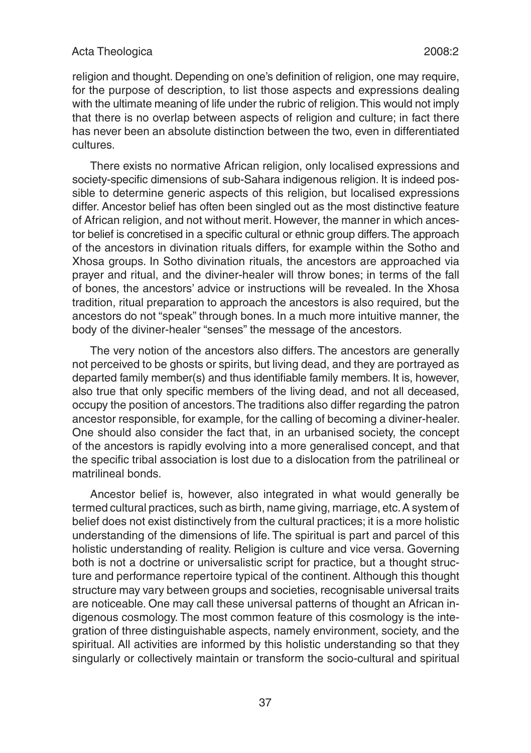religion and thought. Depending on one's definition of religion, one may require, for the purpose of description, to list those aspects and expressions dealing with the ultimate meaning of life under the rubric of religion. This would not imply that there is no overlap between aspects of religion and culture; in fact there has never been an absolute distinction between the two, even in differentiated cultures.

There exists no normative African religion, only localised expressions and society-specific dimensions of sub-Sahara indigenous religion. It is indeed possible to determine generic aspects of this religion, but localised expressions differ. Ancestor belief has often been singled out as the most distinctive feature of African religion, and not without merit. However, the manner in which ancestor belief is concretised in a specific cultural or ethnic group differs. The approach of the ancestors in divination rituals differs, for example within the Sotho and Xhosa groups. In Sotho divination rituals, the ancestors are approached via prayer and ritual, and the diviner-healer will throw bones; in terms of the fall of bones, the ancestors' advice or instructions will be revealed. In the Xhosa tradition, ritual preparation to approach the ancestors is also required, but the ancestors do not "speak" through bones. In a much more intuitive manner, the body of the diviner-healer "senses" the message of the ancestors.

The very notion of the ancestors also differs. The ancestors are generally not perceived to be ghosts or spirits, but living dead, and they are portrayed as departed family member(s) and thus identifiable family members. It is, however, also true that only specific members of the living dead, and not all deceased, occupy the position of ancestors. The traditions also differ regarding the patron ancestor responsible, for example, for the calling of becoming a diviner-healer. One should also consider the fact that, in an urbanised society, the concept of the ancestors is rapidly evolving into a more generalised concept, and that the specific tribal association is lost due to a dislocation from the patrilineal or matrilineal bonds.

Ancestor belief is, however, also integrated in what would generally be termed cultural practices, such as birth, name giving, marriage, etc. A system of belief does not exist distinctively from the cultural practices; it is a more holistic understanding of the dimensions of life. The spiritual is part and parcel of this holistic understanding of reality. Religion is culture and vice versa. Governing both is not a doctrine or universalistic script for practice, but a thought structure and performance repertoire typical of the continent. Although this thought structure may vary between groups and societies, recognisable universal traits are noticeable. One may call these universal patterns of thought an African indigenous cosmology. The most common feature of this cosmology is the integration of three distinguishable aspects, namely environment, society, and the spiritual. All activities are informed by this holistic understanding so that they singularly or collectively maintain or transform the socio-cultural and spiritual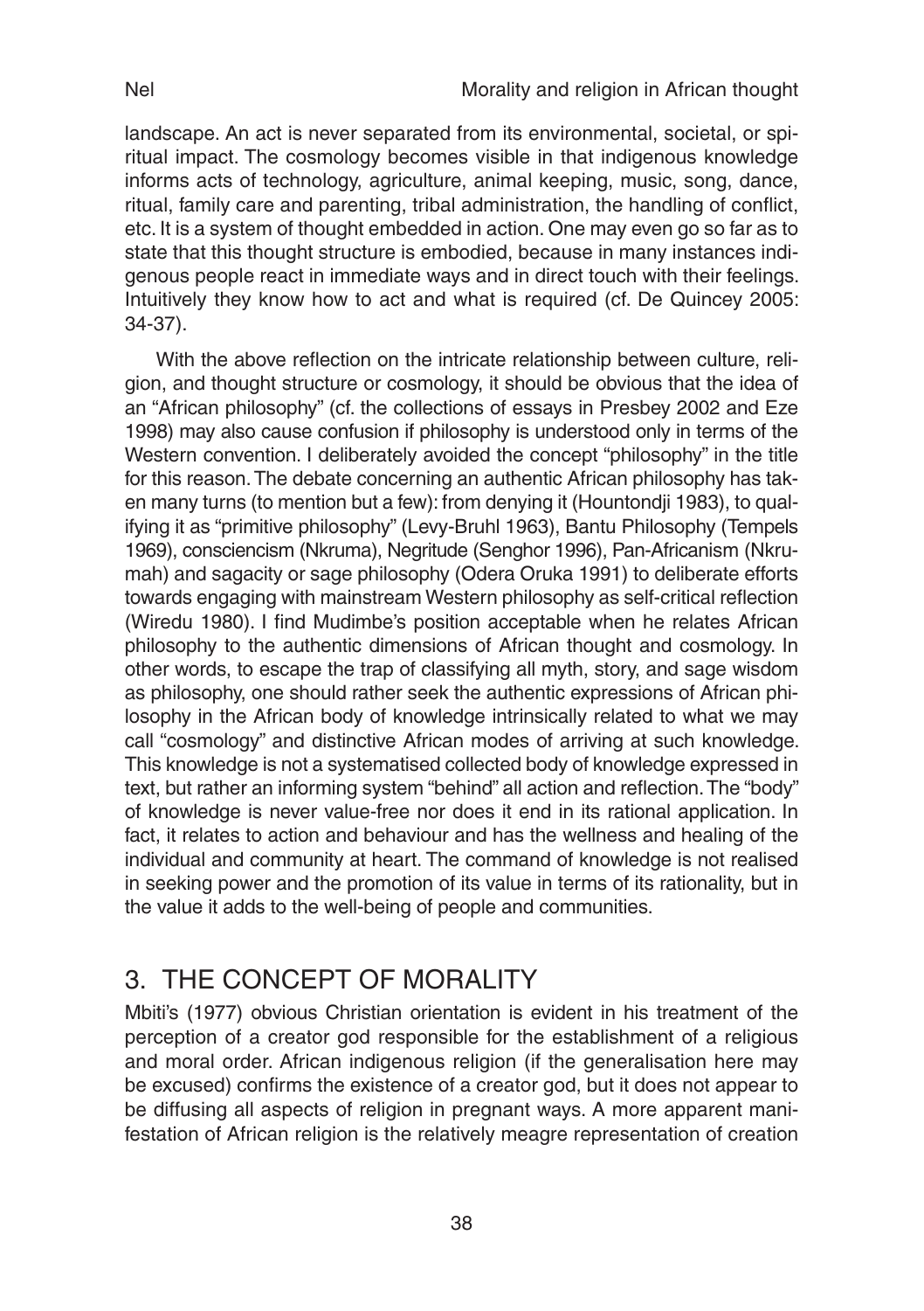landscape. An act is never separated from its environmental, societal, or spiritual impact. The cosmology becomes visible in that indigenous knowledge informs acts of technology, agriculture, animal keeping, music, song, dance, ritual, family care and parenting, tribal administration, the handling of conflict, etc. It is a system of thought embedded in action. One may even go so far as to state that this thought structure is embodied, because in many instances indigenous people react in immediate ways and in direct touch with their feelings. Intuitively they know how to act and what is required (cf. De Quincey 2005: 34-37).

With the above reflection on the intricate relationship between culture, religion, and thought structure or cosmology, it should be obvious that the idea of an "African philosophy" (cf. the collections of essays in Presbey 2002 and Eze 1998) may also cause confusion if philosophy is understood only in terms of the Western convention. I deliberately avoided the concept "philosophy" in the title for this reason. The debate concerning an authentic African philosophy has taken many turns (to mention but a few): from denying it (Hountondji 1983), to qualifying it as "primitive philosophy" (Levy-Bruhl 1963), Bantu Philosophy (Tempels 1969), consciencism (Nkruma), Negritude (Senghor 1996), Pan-Africanism (Nkrumah) and sagacity or sage philosophy (Odera Oruka 1991) to deliberate efforts towards engaging with mainstream Western philosophy as self-critical reflection (Wiredu 1980). I find Mudimbe's position acceptable when he relates African philosophy to the authentic dimensions of African thought and cosmology. In other words, to escape the trap of classifying all myth, story, and sage wisdom as philosophy, one should rather seek the authentic expressions of African philosophy in the African body of knowledge intrinsically related to what we may call "cosmology" and distinctive African modes of arriving at such knowledge. This knowledge is not a systematised collected body of knowledge expressed in text, but rather an informing system "behind" all action and reflection. The "body" of knowledge is never value-free nor does it end in its rational application. In fact, it relates to action and behaviour and has the wellness and healing of the individual and community at heart. The command of knowledge is not realised in seeking power and the promotion of its value in terms of its rationality, but in the value it adds to the well-being of people and communities.

## 3. THE CONCEPT OF MORALITY

Mbiti's (1977) obvious Christian orientation is evident in his treatment of the perception of a creator god responsible for the establishment of a religious and moral order. African indigenous religion (if the generalisation here may be excused) confirms the existence of a creator god, but it does not appear to be diffusing all aspects of religion in pregnant ways. A more apparent manifestation of African religion is the relatively meagre representation of creation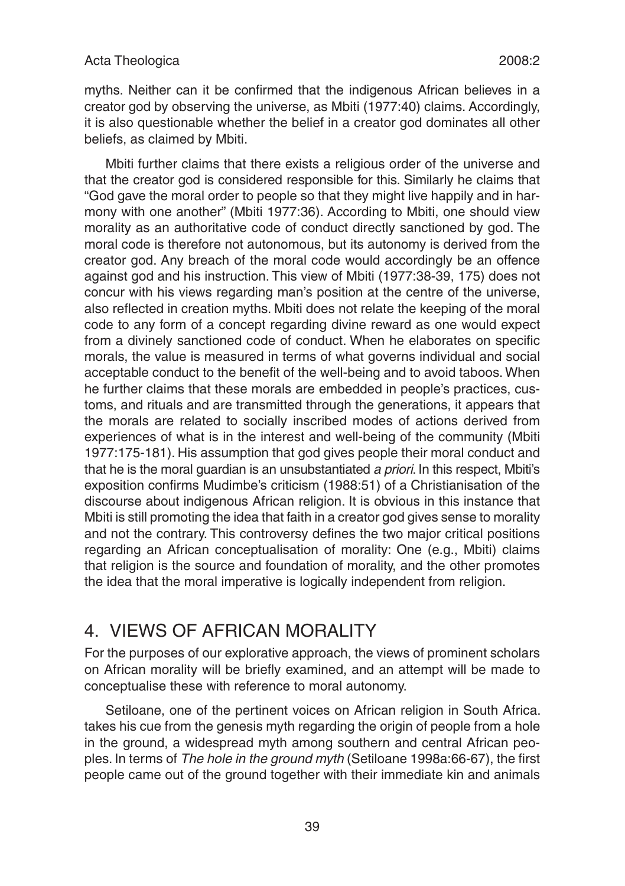myths. Neither can it be confirmed that the indigenous African believes in a creator god by observing the universe, as Mbiti (1977:40) claims. Accordingly, it is also questionable whether the belief in a creator god dominates all other beliefs, as claimed by Mbiti.

Mbiti further claims that there exists a religious order of the universe and that the creator god is considered responsible for this. Similarly he claims that "God gave the moral order to people so that they might live happily and in harmony with one another" (Mbiti 1977:36). According to Mbiti, one should view morality as an authoritative code of conduct directly sanctioned by god. The moral code is therefore not autonomous, but its autonomy is derived from the creator god. Any breach of the moral code would accordingly be an offence against god and his instruction. This view of Mbiti (1977:38-39, 175) does not concur with his views regarding man's position at the centre of the universe, also reflected in creation myths. Mbiti does not relate the keeping of the moral code to any form of a concept regarding divine reward as one would expect from a divinely sanctioned code of conduct. When he elaborates on specific morals, the value is measured in terms of what governs individual and social acceptable conduct to the benefit of the well-being and to avoid taboos. When he further claims that these morals are embedded in people's practices, customs, and rituals and are transmitted through the generations, it appears that the morals are related to socially inscribed modes of actions derived from experiences of what is in the interest and well-being of the community (Mbiti 1977:175-181). His assumption that god gives people their moral conduct and that he is the moral guardian is an unsubstantiated *a priori*. In this respect, Mbiti's exposition confirms Mudimbe's criticism (1988:51) of a Christianisation of the discourse about indigenous African religion. It is obvious in this instance that Mbiti is still promoting the idea that faith in a creator god gives sense to morality and not the contrary. This controversy defines the two major critical positions regarding an African conceptualisation of morality: One (e.g., Mbiti) claims that religion is the source and foundation of morality, and the other promotes the idea that the moral imperative is logically independent from religion.

## 4. VIEWS OF AFRICAN MORALITY

For the purposes of our explorative approach, the views of prominent scholars on African morality will be briefly examined, and an attempt will be made to conceptualise these with reference to moral autonomy.

Setiloane, one of the pertinent voices on African religion in South Africa. takes his cue from the genesis myth regarding the origin of people from a hole in the ground, a widespread myth among southern and central African peoples. In terms of *The hole in the ground myth* (Setiloane 1998a:66-67), the first people came out of the ground together with their immediate kin and animals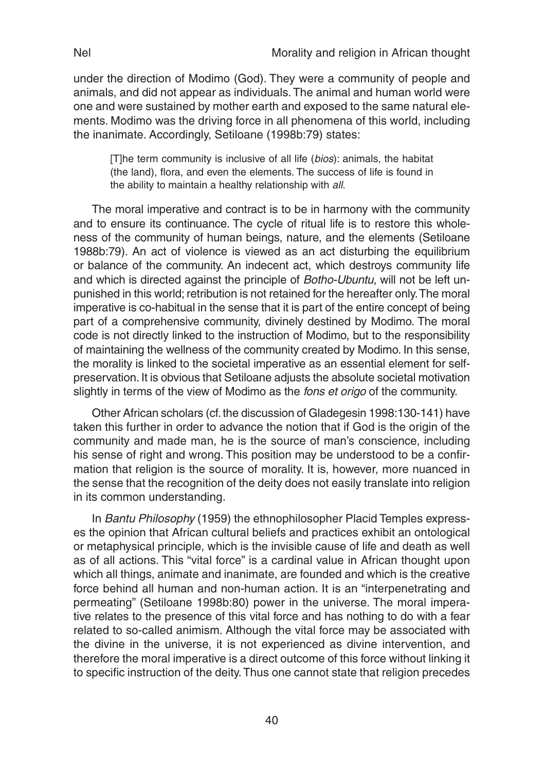under the direction of Modimo (God). They were a community of people and animals, and did not appear as individuals. The animal and human world were one and were sustained by mother earth and exposed to the same natural elements. Modimo was the driving force in all phenomena of this world, including the inanimate. Accordingly, Setiloane (1998b:79) states:

> [T]he term community is inclusive of all life (*bios*): animals, the habitat (the land), flora, and even the elements. The success of life is found in the ability to maintain a healthy relationship with *all*.

The moral imperative and contract is to be in harmony with the community and to ensure its continuance. The cycle of ritual life is to restore this wholeness of the community of human beings, nature, and the elements (Setiloane 1988b:79). An act of violence is viewed as an act disturbing the equilibrium or balance of the community. An indecent act, which destroys community life and which is directed against the principle of *Botho-Ubuntu*, will not be left unpunished in this world; retribution is not retained for the hereafter only. The moral imperative is co-habitual in the sense that it is part of the entire concept of being part of a comprehensive community, divinely destined by Modimo. The moral code is not directly linked to the instruction of Modimo, but to the responsibility of maintaining the wellness of the community created by Modimo. In this sense, the morality is linked to the societal imperative as an essential element for self-preservation. It is obvious that Setiloane adjusts the absolute societal motivation slightly in terms of the view of Modimo as the *fons et origo* of the community.

Other African scholars (cf. the discussion of Gladegesin 1998:130-141) have taken this further in order to advance the notion that if God is the origin of the community and made man, he is the source of man's conscience, including his sense of right and wrong. This position may be understood to be a confirmation that religion is the source of morality. It is, however, more nuanced in the sense that the recognition of the deity does not easily translate into religion in its common understanding.

In *Bantu Philosophy* (1959) the ethnophilosopher Placid Temples expresses the opinion that African cultural beliefs and practices exhibit an ontological or metaphysical principle, which is the invisible cause of life and death as well as of all actions. This "vital force" is a cardinal value in African thought upon which all things, animate and inanimate, are founded and which is the creative force behind all human and non-human action. It is an "interpenetrating and permeating" (Setiloane 1998b:80) power in the universe. The moral imperative relates to the presence of this vital force and has nothing to do with a fear related to so-called animism. Although the vital force may be associated with the divine in the universe, it is not experienced as divine intervention, and therefore the moral imperative is a direct outcome of this force without linking it to specific instruction of the deity. Thus one cannot state that religion precedes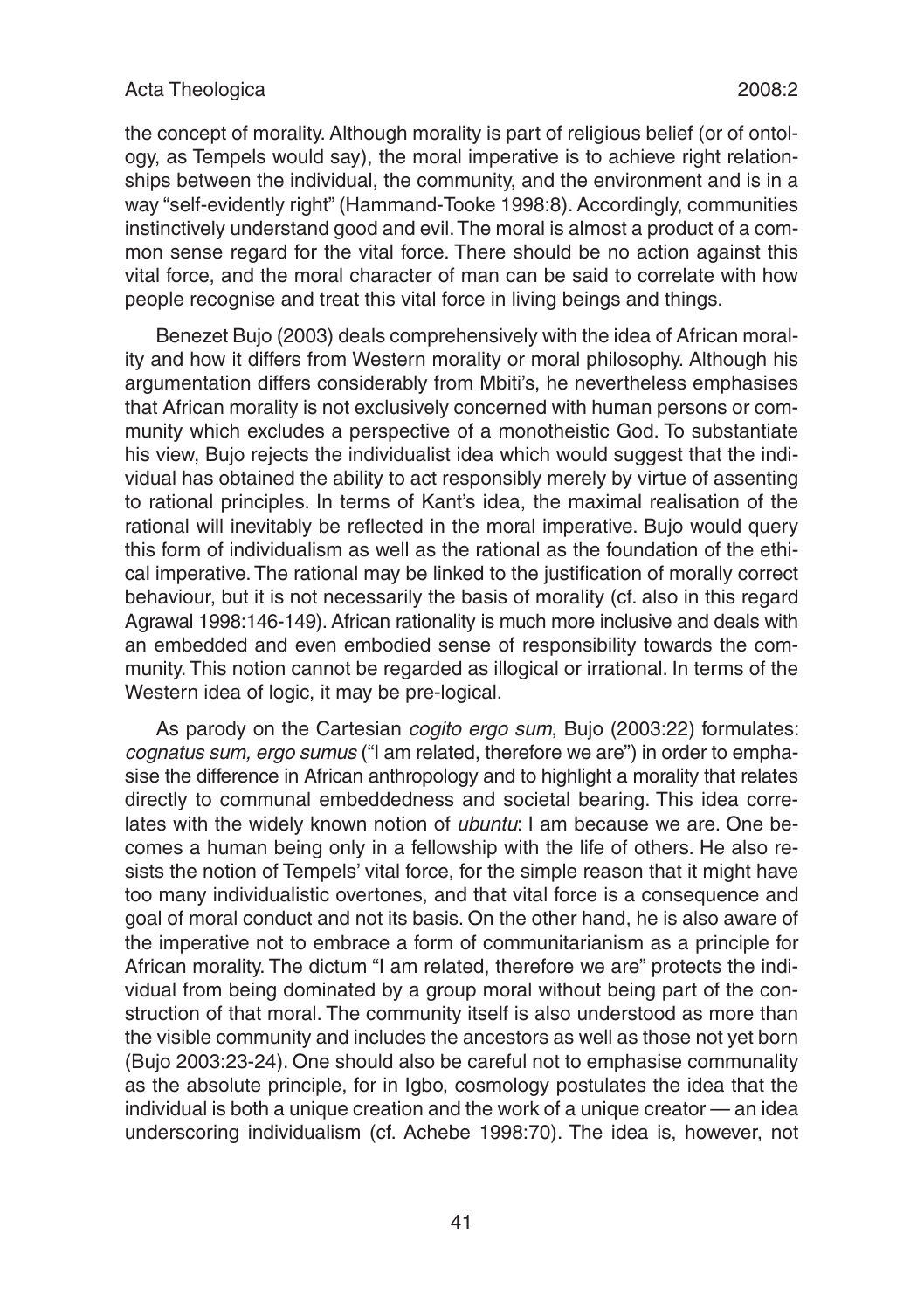the concept of morality. Although morality is part of religious belief (or of ontology, as Tempels would say), the moral imperative is to achieve right relationships between the individual, the community, and the environment and is in a way "self-evidently right" (Hammand-Tooke 1998:8). Accordingly, communities instinctively understand good and evil. The moral is almost a product of a common sense regard for the vital force. There should be no action against this vital force, and the moral character of man can be said to correlate with how people recognise and treat this vital force in living beings and things.

Benezet Bujo (2003) deals comprehensively with the idea of African morality and how it differs from Western morality or moral philosophy. Although his argumentation differs considerably from Mbiti's, he nevertheless emphasises that African morality is not exclusively concerned with human persons or community which excludes a perspective of a monotheistic God. To substantiate his view, Bujo rejects the individualist idea which would suggest that the individual has obtained the ability to act responsibly merely by virtue of assenting to rational principles. In terms of Kant's idea, the maximal realisation of the rational will inevitably be reflected in the moral imperative. Bujo would query this form of individualism as well as the rational as the foundation of the ethical imperative. The rational may be linked to the justification of morally correct behaviour, but it is not necessarily the basis of morality (cf. also in this regard Agrawal 1998:146-149). African rationality is much more inclusive and deals with an embedded and even embodied sense of responsibility towards the community. This notion cannot be regarded as illogical or irrational. In terms of the Western idea of logic, it may be pre-logical.

As parody on the Cartesian *cogito ergo sum*, Bujo (2003:22) formulates: *cognatus sum, ergo sumus* ("I am related, therefore we are") in order to emphasise the difference in African anthropology and to highlight a morality that relates directly to communal embeddedness and societal bearing. This idea correlates with the widely known notion of *ubuntu*: I am because we are. One becomes a human being only in a fellowship with the life of others. He also resists the notion of Tempels' vital force, for the simple reason that it might have too many individualistic overtones, and that vital force is a consequence and goal of moral conduct and not its basis. On the other hand, he is also aware of the imperative not to embrace a form of communitarianism as a principle for African morality. The dictum "I am related, therefore we are" protects the individual from being dominated by a group moral without being part of the construction of that moral. The community itself is also understood as more than the visible community and includes the ancestors as well as those not yet born (Bujo 2003:23-24). One should also be careful not to emphasise communality as the absolute principle, for in Igbo, cosmology postulates the idea that the individual is both a unique creation and the work of a unique creator — an idea underscoring individualism (cf. Achebe 1998:70). The idea is, however, not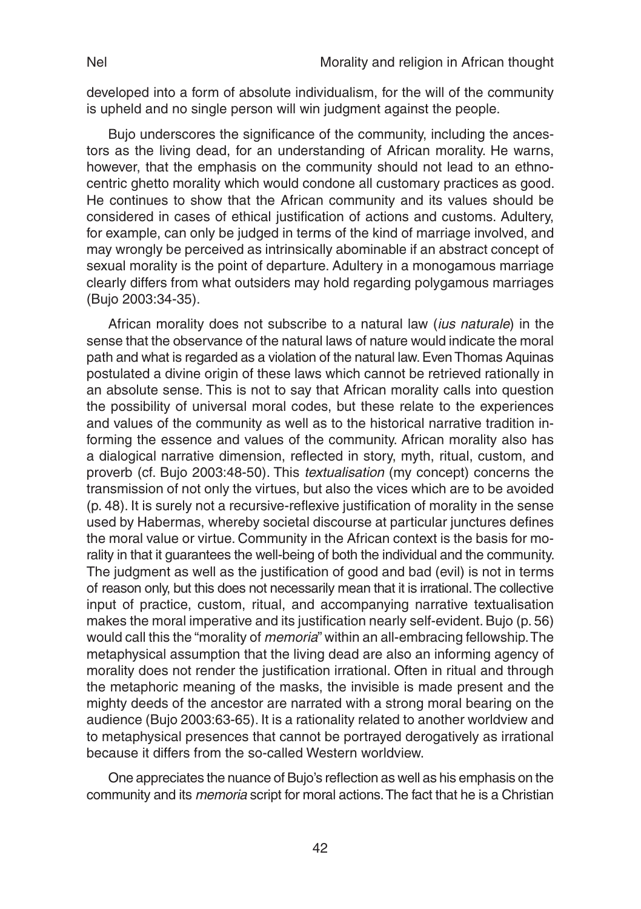developed into a form of absolute individualism, for the will of the community is upheld and no single person will win judgment against the people.

Bujo underscores the significance of the community, including the ancestors as the living dead, for an understanding of African morality. He warns, however, that the emphasis on the community should not lead to an ethnocentric ghetto morality which would condone all customary practices as good. He continues to show that the African community and its values should be considered in cases of ethical justification of actions and customs. Adultery, for example, can only be judged in terms of the kind of marriage involved, and may wrongly be perceived as intrinsically abominable if an abstract concept of sexual morality is the point of departure. Adultery in a monogamous marriage clearly differs from what outsiders may hold regarding polygamous marriages (Bujo 2003:34-35).

African morality does not subscribe to a natural law (*ius naturale*) in the sense that the observance of the natural laws of nature would indicate the moral path and what is regarded as a violation of the natural law. Even Thomas Aquinas postulated a divine origin of these laws which cannot be retrieved rationally in an absolute sense. This is not to say that African morality calls into question the possibility of universal moral codes, but these relate to the experiences and values of the community as well as to the historical narrative tradition informing the essence and values of the community. African morality also has a dialogical narrative dimension, reflected in story, myth, ritual, custom, and proverb (cf. Bujo 2003:48-50). This *textualisation* (my concept) concerns the transmission of not only the virtues, but also the vices which are to be avoided (p. 48). It is surely not a recursive-reflexive justification of morality in the sense used by Habermas, whereby societal discourse at particular junctures defines the moral value or virtue. Community in the African context is the basis for morality in that it guarantees the well-being of both the individual and the community. The judgment as well as the justification of good and bad (evil) is not in terms of reason only, but this does not necessarily mean that it is irrational. The collective input of practice, custom, ritual, and accompanying narrative textualisation makes the moral imperative and its justification nearly self-evident. Bujo (p. 56) would call this the "morality of *memoria*" within an all-embracing fellowship. The metaphysical assumption that the living dead are also an informing agency of morality does not render the justification irrational. Often in ritual and through the metaphoric meaning of the masks, the invisible is made present and the mighty deeds of the ancestor are narrated with a strong moral bearing on the audience (Bujo 2003:63-65). It is a rationality related to another worldview and to metaphysical presences that cannot be portrayed derogatively as irrational because it differs from the so-called Western worldview.

One appreciates the nuance of Bujo's reflection as well as his emphasis on the community and its *memoria* script for moral actions. The fact that he is a Christian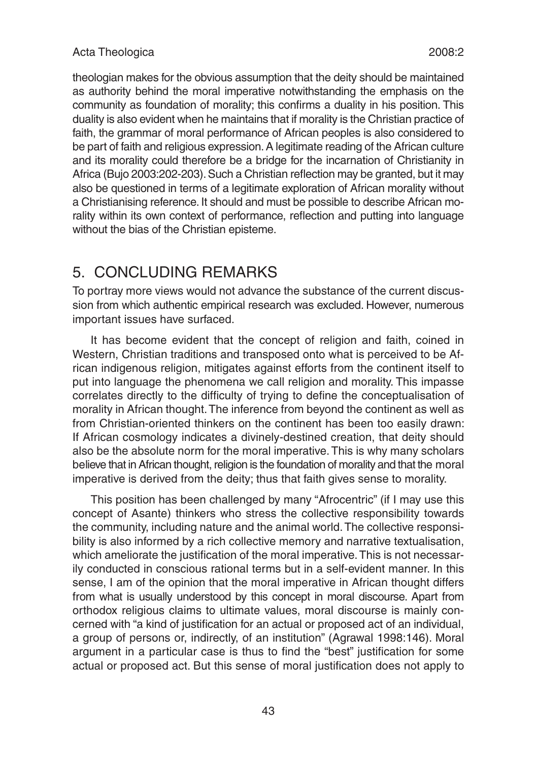theologian makes for the obvious assumption that the deity should be maintained as authority behind the moral imperative notwithstanding the emphasis on the community as foundation of morality; this confirms a duality in his position. This duality is also evident when he maintains that if morality is the Christian practice of faith, the grammar of moral performance of African peoples is also considered to be part of faith and religious expression. A legitimate reading of the African culture and its morality could therefore be a bridge for the incarnation of Christianity in Africa (Bujo 2003:202-203). Such a Christian reflection may be granted, but it may also be questioned in terms of a legitimate exploration of African morality without a Christianising reference. It should and must be possible to describe African morality within its own context of performance, reflection and putting into language without the bias of the Christian episteme.

## 5. CONCLUDING REMARKS

To portray more views would not advance the substance of the current discussion from which authentic empirical research was excluded. However, numerous important issues have surfaced.

It has become evident that the concept of religion and faith, coined in Western, Christian traditions and transposed onto what is perceived to be African indigenous religion, mitigates against efforts from the continent itself to put into language the phenomena we call religion and morality. This impasse correlates directly to the difficulty of trying to define the conceptualisation of morality in African thought. The inference from beyond the continent as well as from Christian-oriented thinkers on the continent has been too easily drawn: If African cosmology indicates a divinely-destined creation, that deity should also be the absolute norm for the moral imperative. This is why many scholars believe that in African thought, religion is the foundation of morality and that the moral imperative is derived from the deity; thus that faith gives sense to morality.

This position has been challenged by many "Afrocentric" (if I may use this concept of Asante) thinkers who stress the collective responsibility towards the community, including nature and the animal world. The collective responsibility is also informed by a rich collective memory and narrative textualisation, which ameliorate the justification of the moral imperative. This is not necessarily conducted in conscious rational terms but in a self-evident manner. In this sense, I am of the opinion that the moral imperative in African thought differs from what is usually understood by this concept in moral discourse. Apart from orthodox religious claims to ultimate values, moral discourse is mainly concerned with "a kind of justification for an actual or proposed act of an individual, a group of persons or, indirectly, of an institution" (Agrawal 1998:146). Moral argument in a particular case is thus to find the "best" justification for some actual or proposed act. But this sense of moral justification does not apply to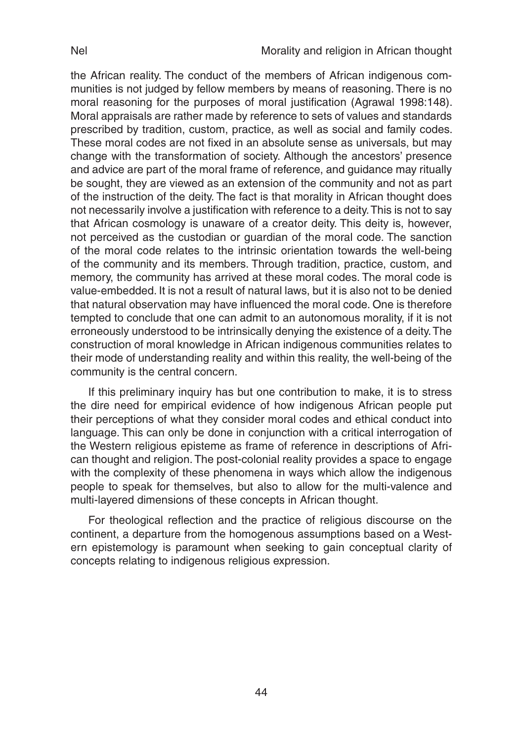the African reality. The conduct of the members of African indigenous communities is not judged by fellow members by means of reasoning. There is no moral reasoning for the purposes of moral justification (Agrawal 1998:148). Moral appraisals are rather made by reference to sets of values and standards prescribed by tradition, custom, practice, as well as social and family codes. These moral codes are not fixed in an absolute sense as universals, but may change with the transformation of society. Although the ancestors' presence and advice are part of the moral frame of reference, and guidance may ritually be sought, they are viewed as an extension of the community and not as part of the instruction of the deity. The fact is that morality in African thought does not necessarily involve a justification with reference to a deity. This is not to say that African cosmology is unaware of a creator deity. This deity is, however, not perceived as the custodian or guardian of the moral code. The sanction of the moral code relates to the intrinsic orientation towards the well-being of the community and its members. Through tradition, practice, custom, and memory, the community has arrived at these moral codes. The moral code is value-embedded. It is not a result of natural laws, but it is also not to be denied that natural observation may have influenced the moral code. One is therefore tempted to conclude that one can admit to an autonomous morality, if it is not erroneously understood to be intrinsically denying the existence of a deity. The construction of moral knowledge in African indigenous communities relates to their mode of understanding reality and within this reality, the well-being of the community is the central concern.

If this preliminary inquiry has but one contribution to make, it is to stress the dire need for empirical evidence of how indigenous African people put their perceptions of what they consider moral codes and ethical conduct into language. This can only be done in conjunction with a critical interrogation of the Western religious episteme as frame of reference in descriptions of African thought and religion. The post-colonial reality provides a space to engage with the complexity of these phenomena in ways which allow the indigenous people to speak for themselves, but also to allow for the multi-valence and multi-layered dimensions of these concepts in African thought.

For theological reflection and the practice of religious discourse on the continent, a departure from the homogenous assumptions based on a Western epistemology is paramount when seeking to gain conceptual clarity of concepts relating to indigenous religious expression.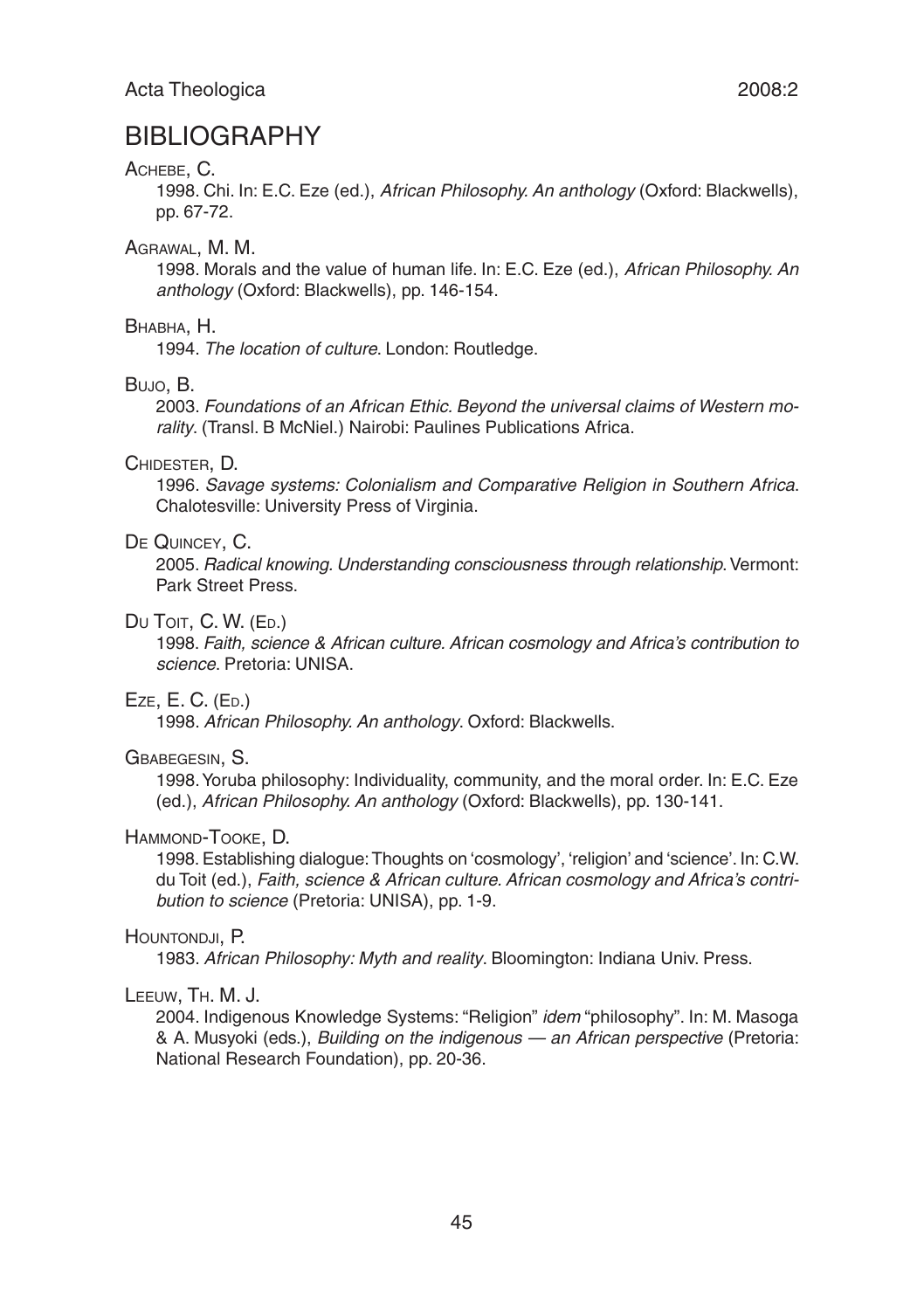# BIBLIOGRAPHY

Achebe, C.

1998. Chi. In: E.C. Eze (ed.), *African Philosophy. An anthology* (Oxford: Blackwells), pp. 67-72.

Agrawal, M. M.

1998. Morals and the value of human life. In: E.C. Eze (ed.), *African Philosophy. An anthology* (Oxford: Blackwells), pp. 146-154.

Bhabha, H.

1994. *The location of culture*. London: Routledge.

Bujo, B.

2003. *Foundations of an African Ethic. Beyond the universal claims of Western morality*. (Transl. B McNiel.) Nairobi: Paulines Publications Africa.

Chidester, D.

1996. *Savage systems: Colonialism and Comparative Religion in Southern Africa*. Chalotesville: University Press of Virginia.

De Quincey, C.

2005. *Radical knowing. Understanding consciousness through relationship*. Vermont: Park Street Press.

Du Toit, C. W. (Ed.)

1998. *Faith, science & African culture. African cosmology and Africa's contribution to science*. Pretoria: UNISA.

Eze, E. C. (Ed.)

1998. *African Philosophy. An anthology*. Oxford: Blackwells.

Gbabegesin, S.

1998. Yoruba philosophy: Individuality, community, and the moral order. In: E.C. Eze (ed.), *African Philosophy. An anthology* (Oxford: Blackwells), pp. 130-141.

Hammond-Tooke, D.

1998. Establishing dialogue: Thoughts on 'cosmology', 'religion' and 'science'. In: C.W. du Toit (ed.), *Faith, science & African culture. African cosmology and Africa's contribution to science* (Pretoria: UNISA), pp. 1-9.

Hountondji, P.

1983. *African Philosophy: Myth and reality*. Bloomington: Indiana Univ. Press.

Leeuw, Th. M. J.

2004. Indigenous Knowledge Systems: "Religion" *idem* "philosophy". In: M. Masoga & A. Musyoki (eds.), *Building on the indigenous — an African perspective* (Pretoria: National Research Foundation), pp. 20-36.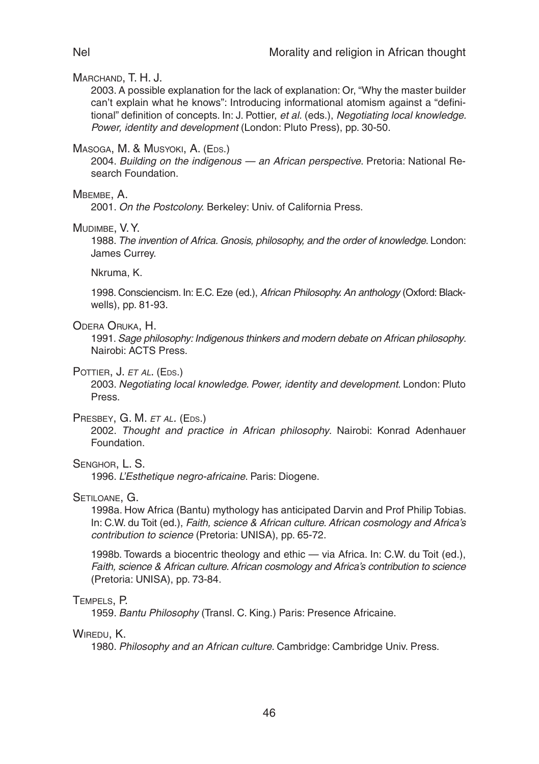Marchand, T. H. J.

2003. A possible explanation for the lack of explanation: Or, "Why the master builder can't explain what he knows": Introducing informational atomism against a "definitional" definition of concepts. In: J. Pottier, *et al.* (eds.), *Negotiating local knowledge. Power, identity and development* (London: Pluto Press), pp. 30-50.

Masoga, M. & Musyoki, A. (Eds.)

2004. *Building on the indigenous — an African perspective*. Pretoria: National Research Foundation.

Mbembe, A.

2001. *On the Postcolony.* Berkeley: Univ. of California Press.

Mudimbe, V. Y.

1988. *The invention of Africa. Gnosis, philosophy, and the order of knowledge*. London: James Currey.

Nkruma, K.

1998. Consciencism. In: E.C. Eze (ed.), *African Philosophy. An anthology* (Oxford: Blackwells), pp. 81-93.

Odera Oruka, H.

1991. *Sage philosophy: Indigenous thinkers and modern debate on African philosophy*. Nairobi: ACTS Press.

Pottier, J. *et al.* (Eds.)

2003. *Negotiating local knowledge. Power, identity and development*. London: Pluto Press.

Presbey, G. M. *et al.* (Eds.)

2002. *Thought and practice in African philosophy*. Nairobi: Konrad Adenhauer Foundation.

Senghor, L. S.

1996. *L'Esthetique negro-africaine*. Paris: Diogene.

Setiloane, G.

1998a. How Africa (Bantu) mythology has anticipated Darvin and Prof Philip Tobias. In: C.W. du Toit (ed.), *Faith, science & African culture. African cosmology and Africa's contribution to science* (Pretoria: UNISA), pp. 65-72.

1998b. Towards a biocentric theology and ethic — via Africa. In: C.W. du Toit (ed.), *Faith, science & African culture. African cosmology and Africa's contribution to science* (Pretoria: UNISA), pp. 73-84.

Tempels, P.

1959. *Bantu Philosophy* (Transl. C. King.) Paris: Presence Africaine.

Wiredu, K.

1980. *Philosophy and an African culture*. Cambridge: Cambridge Univ. Press.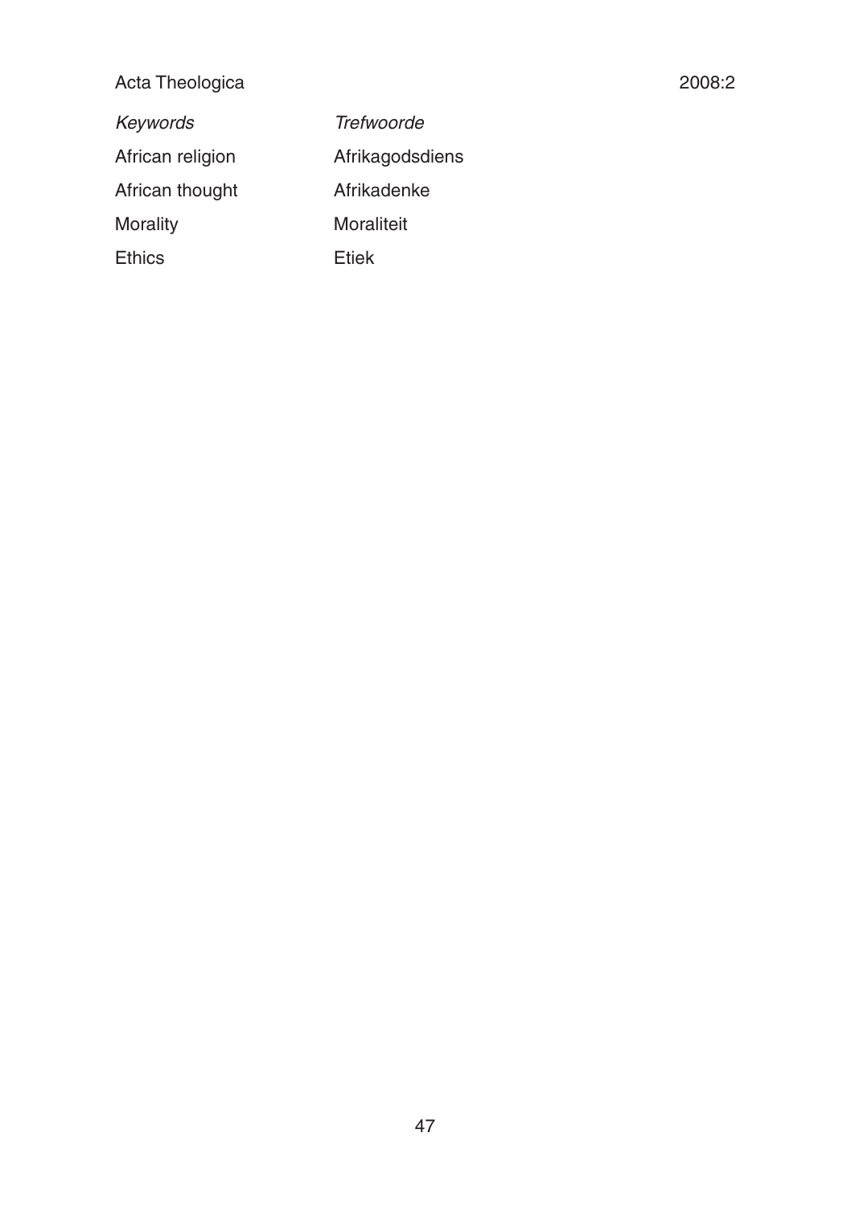| *Keywords* | *Trefwoorde* |
| --- | --- |
| African religion | Afrikagodsdiens |
| African thought | Afrikadenke |
| Morality | Moraliteit |
| Ethics | Etiek |